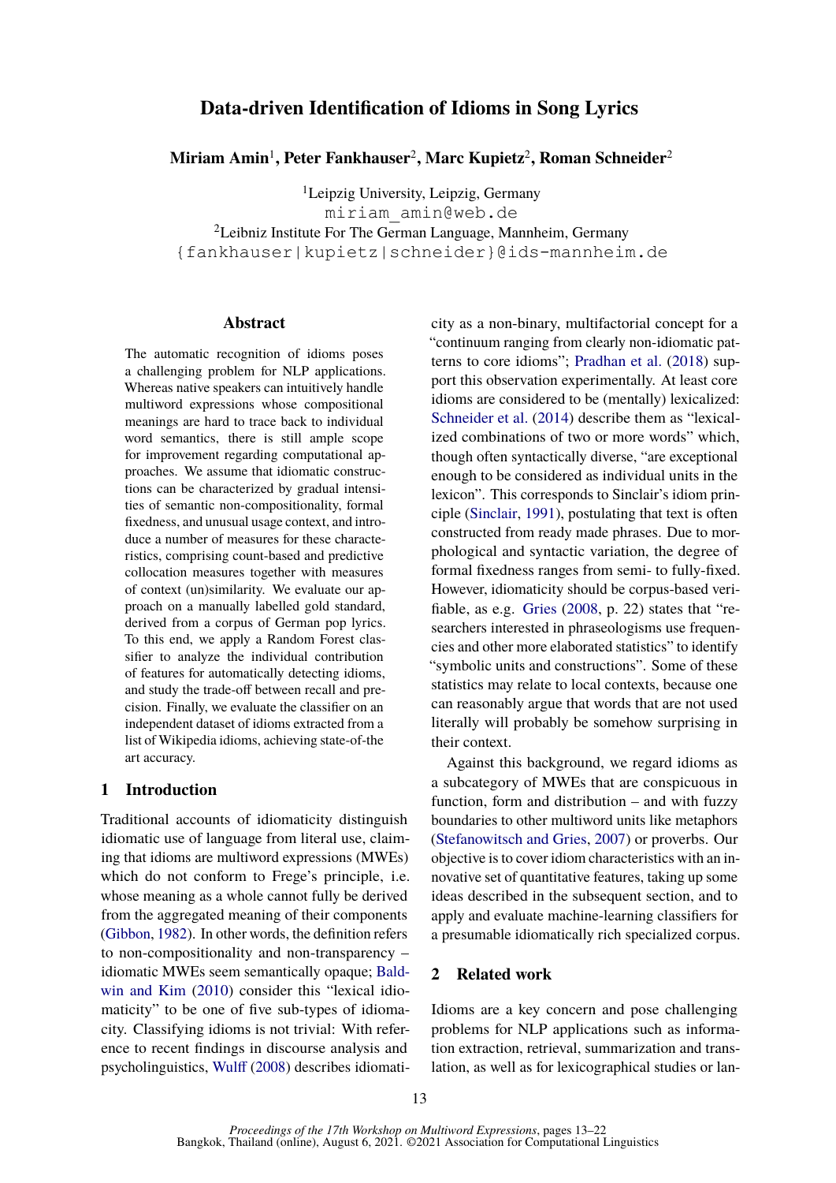# Data-driven Identification of Idioms in Song Lyrics

**Miriam Amin**[1]**, Peter Fankhauser**[2]**, Marc Kupietz**[2]**, Roman Schneider**[2]

[1]Leipzig University, Leipzig, Germany
miriam_amin@web.de
[2]Leibniz Institute For The German Language, Mannheim, Germany
{fankhauser|kupietz|schneider}@ids-mannheim.de

## Abstract

The automatic recognition of idioms poses a challenging problem for NLP applications. Whereas native speakers can intuitively handle multiword expressions whose compositional meanings are hard to trace back to individual word semantics, there is still ample scope for improvement regarding computational approaches. We assume that idiomatic constructions can be characterized by gradual intensities of semantic non-compositionality, formal fixedness, and unusual usage context, and introduce a number of measures for these characteristics, comprising count-based and predictive collocation measures together with measures of context (un)similarity. We evaluate our approach on a manually labelled gold standard, derived from a corpus of German pop lyrics. To this end, we apply a Random Forest classifier to analyze the individual contribution of features for automatically detecting idioms, and study the trade-off between recall and precision. Finally, we evaluate the classifier on an independent dataset of idioms extracted from a list of Wikipedia idioms, achieving state-of-the art accuracy.

## 1 Introduction

Traditional accounts of idiomaticity distinguish idiomatic use of language from literal use, claiming that idioms are multiword expressions (MWEs) which do not conform to Frege's principle, i.e. whose meaning as a whole cannot fully be derived from the aggregated meaning of their components (Gibbon, 1982). In other words, the definition refers to non-compositionality and non-transparency – idiomatic MWEs seem semantically opaque; Baldwin and Kim (2010) consider this "lexical idiomaticity" to be one of five sub-types of idiomacity. Classifying idioms is not trivial: With reference to recent findings in discourse analysis and psycholinguistics, Wulff (2008) describes idiomaticity as a non-binary, multifactorial concept for a "continuum ranging from clearly non-idiomatic patterns to core idioms"; Pradhan et al. (2018) support this observation experimentally. At least core idioms are considered to be (mentally) lexicalized: Schneider et al. (2014) describe them as "lexicalized combinations of two or more words" which, though often syntactically diverse, "are exceptional enough to be considered as individual units in the lexicon". This corresponds to Sinclair's idiom principle (Sinclair, 1991), postulating that text is often constructed from ready made phrases. Due to morphological and syntactic variation, the degree of formal fixedness ranges from semi- to fully-fixed. However, idiomaticity should be corpus-based verifiable, as e.g. Gries (2008, p. 22) states that "researchers interested in phraseologisms use frequencies and other more elaborated statistics" to identify "symbolic units and constructions". Some of these statistics may relate to local contexts, because one can reasonably argue that words that are not used literally will probably be somehow surprising in their context.

Against this background, we regard idioms as a subcategory of MWEs that are conspicuous in function, form and distribution – and with fuzzy boundaries to other multiword units like metaphors (Stefanowitsch and Gries, 2007) or proverbs. Our objective is to cover idiom characteristics with an innovative set of quantitative features, taking up some ideas described in the subsequent section, and to apply and evaluate machine-learning classifiers for a presumable idiomatically rich specialized corpus.

## 2 Related work

Idioms are a key concern and pose challenging problems for NLP applications such as information extraction, retrieval, summarization and translation, as well as for lexicographical studies or lan-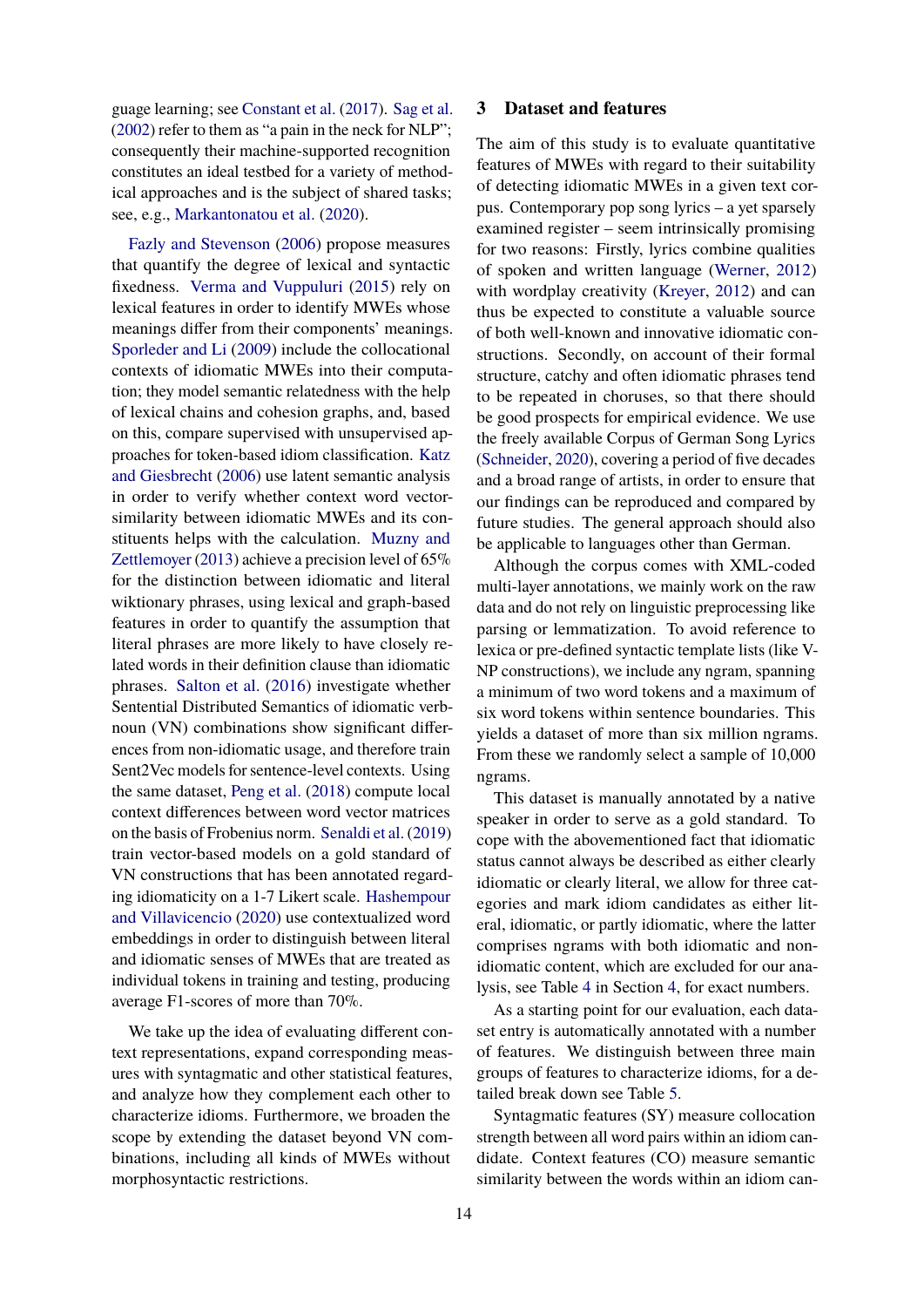guage learning; see Constant et al. (2017). Sag et al. (2002) refer to them as "a pain in the neck for NLP"; consequently their machine-supported recognition constitutes an ideal testbed for a variety of methodical approaches and is the subject of shared tasks; see, e.g., Markantonatou et al. (2020).

Fazly and Stevenson (2006) propose measures that quantify the degree of lexical and syntactic fixedness. Verma and Vuppuluri (2015) rely on lexical features in order to identify MWEs whose meanings differ from their components' meanings. Sporleder and Li (2009) include the collocational contexts of idiomatic MWEs into their computation; they model semantic relatedness with the help of lexical chains and cohesion graphs, and, based on this, compare supervised with unsupervised approaches for token-based idiom classification. Katz and Giesbrecht (2006) use latent semantic analysis in order to verify whether context word vector-similarity between idiomatic MWEs and its constituents helps with the calculation. Muzny and Zettlemoyer (2013) achieve a precision level of 65% for the distinction between idiomatic and literal wiktionary phrases, using lexical and graph-based features in order to quantify the assumption that literal phrases are more likely to have closely related words in their definition clause than idiomatic phrases. Salton et al. (2016) investigate whether Sentential Distributed Semantics of idiomatic verb-noun (VN) combinations show significant differences from non-idiomatic usage, and therefore train Sent2Vec models for sentence-level contexts. Using the same dataset, Peng et al. (2018) compute local context differences between word vector matrices on the basis of Frobenius norm. Senaldi et al. (2019) train vector-based models on a gold standard of VN constructions that has been annotated regarding idiomaticity on a 1-7 Likert scale. Hashempour and Villavicencio (2020) use contextualized word embeddings in order to distinguish between literal and idiomatic senses of MWEs that are treated as individual tokens in training and testing, producing average F1-scores of more than 70%.

We take up the idea of evaluating different context representations, expand corresponding measures with syntagmatic and other statistical features, and analyze how they complement each other to characterize idioms. Furthermore, we broaden the scope by extending the dataset beyond VN combinations, including all kinds of MWEs without morphosyntactic restrictions.

## 3 Dataset and features

The aim of this study is to evaluate quantitative features of MWEs with regard to their suitability of detecting idiomatic MWEs in a given text corpus. Contemporary pop song lyrics – a yet sparsely examined register – seem intrinsically promising for two reasons: Firstly, lyrics combine qualities of spoken and written language (Werner, 2012) with wordplay creativity (Kreyer, 2012) and can thus be expected to constitute a valuable source of both well-known and innovative idiomatic constructions. Secondly, on account of their formal structure, catchy and often idiomatic phrases tend to be repeated in choruses, so that there should be good prospects for empirical evidence. We use the freely available Corpus of German Song Lyrics (Schneider, 2020), covering a period of five decades and a broad range of artists, in order to ensure that our findings can be reproduced and compared by future studies. The general approach should also be applicable to languages other than German.

Although the corpus comes with XML-coded multi-layer annotations, we mainly work on the raw data and do not rely on linguistic preprocessing like parsing or lemmatization. To avoid reference to lexica or pre-defined syntactic template lists (like V-NP constructions), we include any ngram, spanning a minimum of two word tokens and a maximum of six word tokens within sentence boundaries. This yields a dataset of more than six million ngrams. From these we randomly select a sample of 10,000 ngrams.

This dataset is manually annotated by a native speaker in order to serve as a gold standard. To cope with the abovementioned fact that idiomatic status cannot always be described as either clearly idiomatic or clearly literal, we allow for three categories and mark idiom candidates as either literal, idiomatic, or partly idiomatic, where the latter comprises ngrams with both idiomatic and non-idiomatic content, which are excluded for our analysis, see Table 4 in Section 4, for exact numbers.

As a starting point for our evaluation, each dataset entry is automatically annotated with a number of features. We distinguish between three main groups of features to characterize idioms, for a detailed break down see Table 5.

Syntagmatic features (SY) measure collocation strength between all word pairs within an idiom candidate. Context features (CO) measure semantic similarity between the words within an idiom can-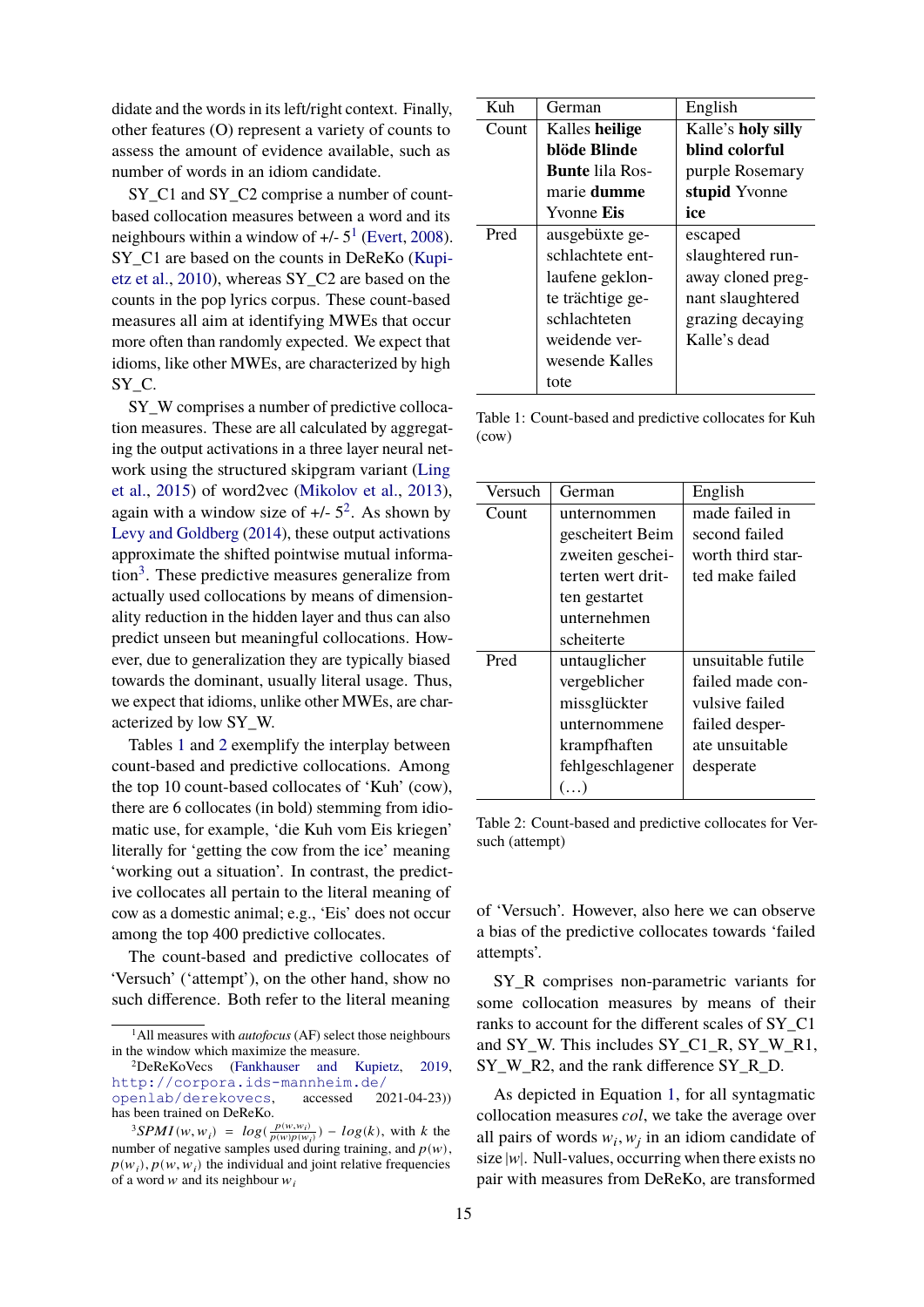didate and the words in its left/right context. Finally, other features (O) represent a variety of counts to assess the amount of evidence available, such as number of words in an idiom candidate.

SY_C1 and SY_C2 comprise a number of count-based collocation measures between a word and its neighbours within a window of +/- 5[1] (Evert, 2008). SY_C1 are based on the counts in DeReKo (Kupietz et al., 2010), whereas SY_C2 are based on the counts in the pop lyrics corpus. These count-based measures all aim at identifying MWEs that occur more often than randomly expected. We expect that idioms, like other MWEs, are characterized by high SY_C.

SY_W comprises a number of predictive collocation measures. These are all calculated by aggregating the output activations in a three layer neural network using the structured skipgram variant (Ling et al., 2015) of word2vec (Mikolov et al., 2013), again with a window size of +/- 5[2]. As shown by Levy and Goldberg (2014), these output activations approximate the shifted pointwise mutual information[3]. These predictive measures generalize from actually used collocations by means of dimensionality reduction in the hidden layer and thus can also predict unseen but meaningful collocations. However, due to generalization they are typically biased towards the dominant, usually literal usage. Thus, we expect that idioms, unlike other MWEs, are characterized by low SY_W.

Tables 1 and 2 exemplify the interplay between count-based and predictive collocations. Among the top 10 count-based collocates of 'Kuh' (cow), there are 6 collocates (in bold) stemming from idiomatic use, for example, 'die Kuh vom Eis kriegen' literally for 'getting the cow from the ice' meaning 'working out a situation'. In contrast, the predictive collocates all pertain to the literal meaning of cow as a domestic animal; e.g., 'Eis' does not occur among the top 400 predictive collocates.

The count-based and predictive collocates of 'Versuch' ('attempt'), on the other hand, show no such difference. Both refer to the literal meaning of 'Versuch'. However, also here we can observe a bias of the predictive collocates towards 'failed attempts'.

| Kuh | German | English |
|---|---|---|
| Count | Kalles **heilige blöde Blinde Bunte** lila Rosmarie **dumme** Yvonne **Eis** | Kalle's **holy silly blind colorful** purple Rosemary **stupid** Yvonne **ice** |
| Pred | ausgebüxte geschlachtete entlaufene geklonte trächtige geschlachteten weidende verwesende Kalles tote | escaped slaughtered runaway cloned pregnant slaughtered grazing decaying Kalle's dead |

Table 1: Count-based and predictive collocates for Kuh (cow)

| Versuch | German | English |
|---|---|---|
| Count | unternommen gescheitert Beim zweiten gescheiterten wert dritten gestartet unternehmen scheiterte | made failed in second failed worth third started make failed |
| Pred | untauglicher vergeblicher missglückter unternommene krampfhaften fehlgeschlagener (...) | unsuitable futile failed made convulsive failed desperate unsuitable desperate |

Table 2: Count-based and predictive collocates for Versuch (attempt)

SY_R comprises non-parametric variants for some collocation measures by means of their ranks to account for the different scales of SY_C1 and SY_W. This includes SY_C1_R, SY_W_R1, SY_W_R2, and the rank difference SY_R_D.

As depicted in Equation 1, for all syntagmatic collocation measures *col*, we take the average over all pairs of words $w_i, w_j$ in an idiom candidate of size $|w|$. Null-values, occurring when there exists no pair with measures from DeReKo, are transformed

[1] All measures with *autofocus* (AF) select those neighbours in the window which maximize the measure.

[2] DeReKoVecs (Fankhauser and Kupietz, 2019, http://corpora.ids-mannheim.de/openlab/derekovecs, accessed 2021-04-23)) has been trained on DeReKo.

[3] $SPMI(w, w_i) = log(\frac{p(w,w_i)}{p(w)p(w_i)}) - log(k)$, with $k$ the number of negative samples used during training, and $p(w)$, $p(w_i)$, $p(w, w_i)$ the individual and joint relative frequencies of a word $w$ and its neighbour $w_i$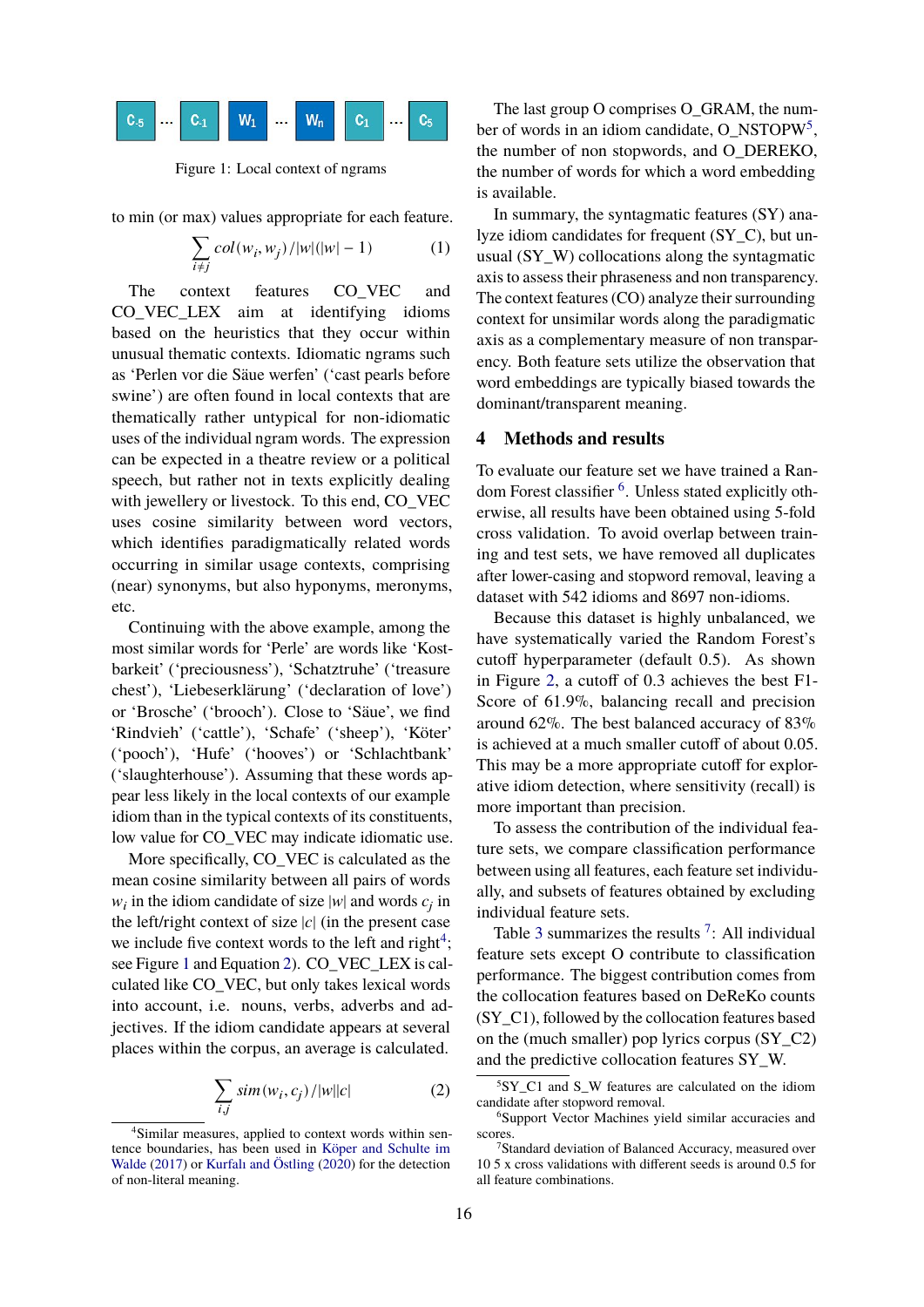C-5 … C-1 W1 … Wn C1 … C5

Figure 1: Local context of ngrams

to min (or max) values appropriate for each feature.

$$\sum_{i \neq j} col(w_i, w_j)/|w|(|w|-1) \qquad (1)$$

The context features CO_VEC and CO_VEC_LEX aim at identifying idioms based on the heuristics that they occur within unusual thematic contexts. Idiomatic ngrams such as 'Perlen vor die Säue werfen' ('cast pearls before swine') are often found in local contexts that are thematically rather untypical for non-idiomatic uses of the individual ngram words. The expression can be expected in a theatre review or a political speech, but rather not in texts explicitly dealing with jewellery or livestock. To this end, CO_VEC uses cosine similarity between word vectors, which identifies paradigmatically related words occurring in similar usage contexts, comprising (near) synonyms, but also hyponyms, meronyms, etc.

Continuing with the above example, among the most similar words for 'Perle' are words like 'Kostbarkeit' ('preciousness'), 'Schatztruhe' ('treasure chest'), 'Liebeserklärung' ('declaration of love') or 'Brosche' ('brooch'). Close to 'Säue', we find 'Rindvieh' ('cattle'), 'Schafe' ('sheep'), 'Köter' ('pooch'), 'Hufe' ('hooves') or 'Schlachtbank' ('slaughterhouse'). Assuming that these words appear less likely in the local contexts of our example idiom than in the typical contexts of its constituents, low value for CO_VEC may indicate idiomatic use.

More specifically, CO_VEC is calculated as the mean cosine similarity between all pairs of words $w_i$ in the idiom candidate of size $|w|$ and words $c_j$ in the left/right context of size $|c|$ (in the present case we include five context words to the left and right[4]; see Figure 1 and Equation 2). CO_VEC_LEX is calculated like CO_VEC, but only takes lexical words into account, i.e. nouns, verbs, adverbs and adjectives. If the idiom candidate appears at several places within the corpus, an average is calculated.

$$\sum_{i,j} sim(w_i, c_j)/|w||c| \qquad (2)$$

The last group O comprises O_GRAM, the number of words in an idiom candidate, O_NSTOPW[5], the number of non stopwords, and O_DEREKO, the number of words for which a word embedding is available.

In summary, the syntagmatic features (SY) analyze idiom candidates for frequent (SY_C), but unusual (SY_W) collocations along the syntagmatic axis to assess their phraseness and non transparency. The context features (CO) analyze their surrounding context for unsimilar words along the paradigmatic axis as a complementary measure of non transparency. Both feature sets utilize the observation that word embeddings are typically biased towards the dominant/transparent meaning.

## 4 Methods and results

To evaluate our feature set we have trained a Random Forest classifier [6]. Unless stated explicitly otherwise, all results have been obtained using 5-fold cross validation. To avoid overlap between training and test sets, we have removed all duplicates after lower-casing and stopword removal, leaving a dataset with 542 idioms and 8697 non-idioms.

Because this dataset is highly unbalanced, we have systematically varied the Random Forest's cutoff hyperparameter (default 0.5). As shown in Figure 2, a cutoff of 0.3 achieves the best F1-Score of 61.9%, balancing recall and precision around 62%. The best balanced accuracy of 83% is achieved at a much smaller cutoff of about 0.05. This may be a more appropriate cutoff for explorative idiom detection, where sensitivity (recall) is more important than precision.

To assess the contribution of the individual feature sets, we compare classification performance between using all features, each feature set individually, and subsets of features obtained by excluding individual feature sets.

Table 3 summarizes the results [7]: All individual feature sets except O contribute to classification performance. The biggest contribution comes from the collocation features based on DeReKo counts (SY_C1), followed by the collocation features based on the (much smaller) pop lyrics corpus (SY_C2) and the predictive collocation features SY_W.

[4] Similar measures, applied to context words within sentence boundaries, has been used in Köper and Schulte im Walde (2017) or Kurfalı and Östling (2020) for the detection of non-literal meaning.

[5] SY_C1 and S_W features are calculated on the idiom candidate after stopword removal.

[6] Support Vector Machines yield similar accuracies and scores.

[7] Standard deviation of Balanced Accuracy, measured over 10 5 x cross validations with different seeds is around 0.5 for all feature combinations.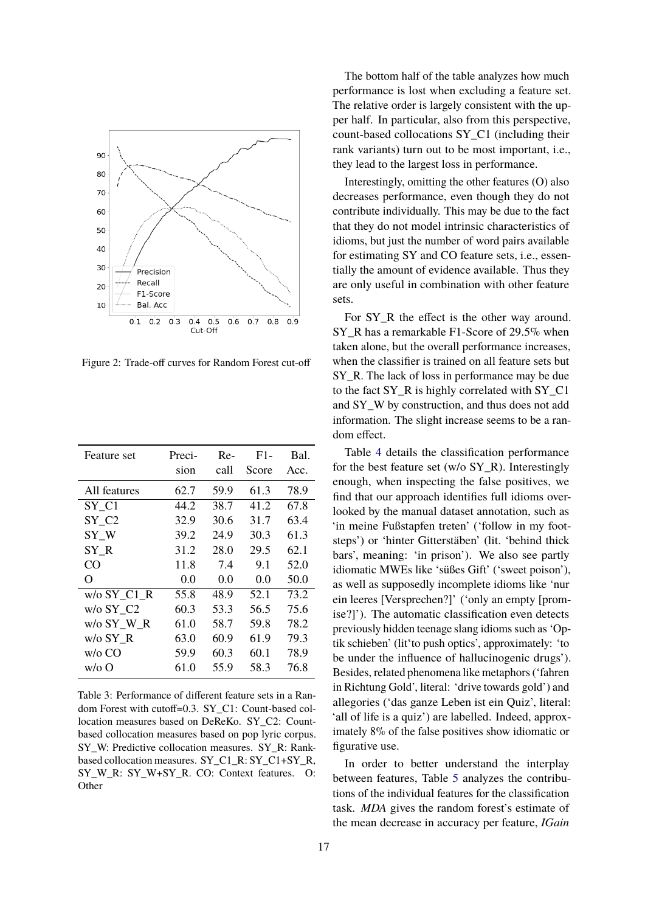Figure 2: Trade-off curves for Random Forest cut-off

| Feature set | Precision | Recall | F1-Score | Bal. Acc. |
|---|---|---|---|---|
| All features | 62.7 | 59.9 | 61.3 | 78.9 |
| SY_C1 | 44.2 | 38.7 | 41.2 | 67.8 |
| SY_C2 | 32.9 | 30.6 | 31.7 | 63.4 |
| SY_W | 39.2 | 24.9 | 30.3 | 61.3 |
| SY_R | 31.2 | 28.0 | 29.5 | 62.1 |
| CO | 11.8 | 7.4 | 9.1 | 52.0 |
| O | 0.0 | 0.0 | 0.0 | 50.0 |
| w/o SY_C1_R | 55.8 | 48.9 | 52.1 | 73.2 |
| w/o SY_C2 | 60.3 | 53.3 | 56.5 | 75.6 |
| w/o SY_W_R | 61.0 | 58.7 | 59.8 | 78.2 |
| w/o SY_R | 63.0 | 60.9 | 61.9 | 79.3 |
| w/o CO | 59.9 | 60.3 | 60.1 | 78.9 |
| w/o O | 61.0 | 55.9 | 58.3 | 76.8 |

Table 3: Performance of different feature sets in a Random Forest with cutoff=0.3. SY_C1: Count-based collocation measures based on DeReKo. SY_C2: Count-based collocation measures based on pop lyric corpus. SY_W: Predictive collocation measures. SY_R: Rank-based collocation measures. SY_C1_R: SY_C1+SY_R, SY_W_R: SY_W+SY_R. CO: Context features. O: Other

The bottom half of the table analyzes how much performance is lost when excluding a feature set. The relative order is largely consistent with the upper half. In particular, also from this perspective, count-based collocations SY_C1 (including their rank variants) turn out to be most important, i.e., they lead to the largest loss in performance.

Interestingly, omitting the other features (O) also decreases performance, even though they do not contribute individually. This may be due to the fact that they do not model intrinsic characteristics of idioms, but just the number of word pairs available for estimating SY and CO feature sets, i.e., essentially the amount of evidence available. Thus they are only useful in combination with other feature sets.

For SY_R the effect is the other way around. SY_R has a remarkable F1-Score of 29.5% when taken alone, but the overall performance increases, when the classifier is trained on all feature sets but SY_R. The lack of loss in performance may be due to the fact SY_R is highly correlated with SY_C1 and SY_W by construction, and thus does not add information. The slight increase seems to be a random effect.

Table 4 details the classification performance for the best feature set (w/o SY_R). Interestingly enough, when inspecting the false positives, we find that our approach identifies full idioms overlooked by the manual dataset annotation, such as 'in meine Fußstapfen treten' ('follow in my footsteps') or 'hinter Gitterstäben' (lit. 'behind thick bars', meaning: 'in prison'). We also see partly idiomatic MWEs like 'süßes Gift' ('sweet poison'), as well as supposedly incomplete idioms like 'nur ein leeres [Versprechen?]' ('only an empty [promise?]'). The automatic classification even detects previously hidden teenage slang idioms such as 'Optik schieben' (lit'to push optics', approximately: 'to be under the influence of hallucinogenic drugs'). Besides, related phenomena like metaphors ('fahren in Richtung Gold', literal: 'drive towards gold') and allegories ('das ganze Leben ist ein Quiz', literal: 'all of life is a quiz') are labelled. Indeed, approximately 8% of the false positives show idiomatic or figurative use.

In order to better understand the interplay between features, Table 5 analyzes the contributions of the individual features for the classification task. *MDA* gives the random forest's estimate of the mean decrease in accuracy per feature, *IGain*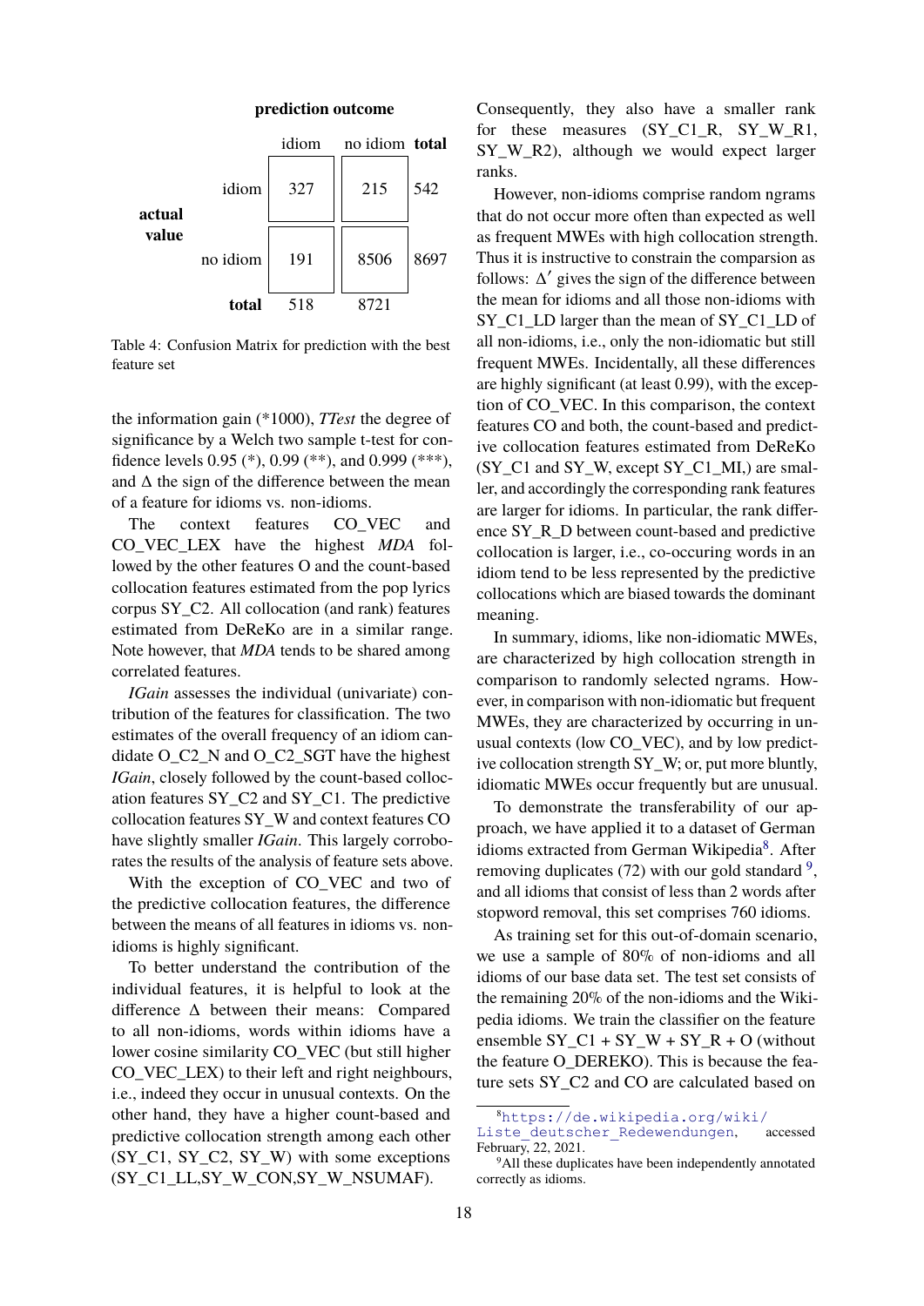| | | prediction outcome | | |
|---|---|---|---|---|
| | | idiom | no idiom | **total** |
| **actual value** | idiom | 327 | 215 | 542 |
| | no idiom | 191 | 8506 | 8697 |
| | **total** | 518 | 8721 | |

Table 4: Confusion Matrix for prediction with the best feature set

the information gain (*1000), *TTest* the degree of significance by a Welch two sample t-test for confidence levels 0.95 (*), 0.99 (**), and 0.999 (***), and $\Delta$ the sign of the difference between the mean of a feature for idioms vs. non-idioms.

The context features CO_VEC and CO_VEC_LEX have the highest *MDA* followed by the other features O and the count-based collocation features estimated from the pop lyrics corpus SY_C2. All collocation (and rank) features estimated from DeReKo are in a similar range. Note however, that *MDA* tends to be shared among correlated features.

*IGain* assesses the individual (univariate) contribution of the features for classification. The two estimates of the overall frequency of an idiom candidate O_C2_N and O_C2_SGT have the highest *IGain*, closely followed by the count-based collocation features SY_C2 and SY_C1. The predictive collocation features SY_W and context features CO have slightly smaller *IGain*. This largely corroborates the results of the analysis of feature sets above.

With the exception of CO_VEC and two of the predictive collocation features, the difference between the means of all features in idioms vs. non-idioms is highly significant.

To better understand the contribution of the individual features, it is helpful to look at the difference $\Delta$ between their means: Compared to all non-idioms, words within idioms have a lower cosine similarity CO_VEC (but still higher CO_VEC_LEX) to their left and right neighbours, i.e., indeed they occur in unusual contexts. On the other hand, they have a higher count-based and predictive collocation strength among each other (SY_C1, SY_C2, SY_W) with some exceptions (SY_C1_LL,SY_W_CON,SY_W_NSUMAF). Consequently, they also have a smaller rank for these measures (SY_C1_R, SY_W_R1, SY_W_R2), although we would expect larger ranks.

However, non-idioms comprise random ngrams that do not occur more often than expected as well as frequent MWEs with high collocation strength. Thus it is instructive to constrain the comparison as follows: $\Delta'$ gives the sign of the difference between the mean for idioms and all those non-idioms with SY_C1_LD larger than the mean of SY_C1_LD of all non-idioms, i.e., only the non-idiomatic but still frequent MWEs. Incidentally, all these differences are highly significant (at least 0.99), with the exception of CO_VEC. In this comparison, the context features CO and both, the count-based and predictive collocation features estimated from DeReKo (SY_C1 and SY_W, except SY_C1_MI,) are smaller, and accordingly the corresponding rank features are larger for idioms. In particular, the rank difference SY_R_D between count-based and predictive collocation is larger, i.e., co-occuring words in an idiom tend to be less represented by the predictive collocations which are biased towards the dominant meaning.

In summary, idioms, like non-idiomatic MWEs, are characterized by high collocation strength in comparison to randomly selected ngrams. However, in comparison with non-idiomatic but frequent MWEs, they are characterized by occurring in unusual contexts (low CO_VEC), and by low predictive collocation strength SY_W; or, put more bluntly, idiomatic MWEs occur frequently but are unusual.

To demonstrate the transferability of our approach, we have applied it to a dataset of German idioms extracted from German Wikipedia[8]. After removing duplicates (72) with our gold standard [9], and all idioms that consist of less than 2 words after stopword removal, this set comprises 760 idioms.

As training set for this out-of-domain scenario, we use a sample of 80% of non-idioms and all idioms of our base data set. The test set consists of the remaining 20% of the non-idioms and the Wikipedia idioms. We train the classifier on the feature ensemble SY_C1 + SY_W + SY_R + O (without the feature O_DEREKO). This is because the feature sets SY_C2 and CO are calculated based on

[8] https://de.wikipedia.org/wiki/Liste_deutscher_Redewendungen, accessed February, 22, 2021.

[9] All these duplicates have been independently annotated correctly as idioms.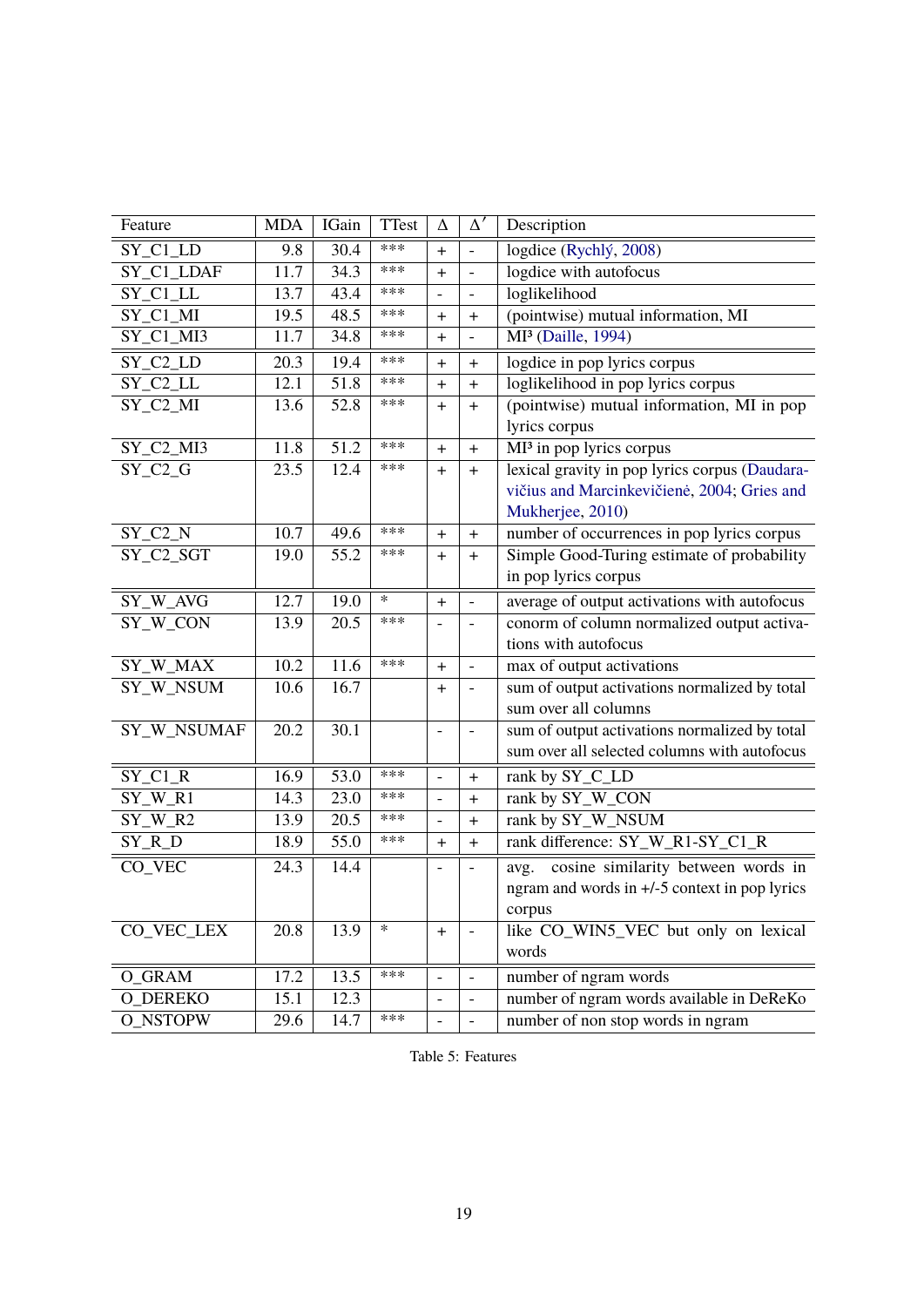| Feature | MDA | IGain | TTest | Δ | Δ′ | Description |
|---|---|---|---|---|---|---|
| SY_C1_LD | 9.8 | 30.4 | *** | + | - | logdice (Rychlý, 2008) |
| SY_C1_LDAF | 11.7 | 34.3 | *** | + | - | logdice with autofocus |
| SY_C1_LL | 13.7 | 43.4 | *** | - | - | loglikelihood |
| SY_C1_MI | 19.5 | 48.5 | *** | + | + | (pointwise) mutual information, MI |
| SY_C1_MI3 | 11.7 | 34.8 | *** | + | - | MI³ (Daille, 1994) |
| SY_C2_LD | 20.3 | 19.4 | *** | + | + | logdice in pop lyrics corpus |
| SY_C2_LL | 12.1 | 51.8 | *** | + | + | loglikelihood in pop lyrics corpus |
| SY_C2_MI | 13.6 | 52.8 | *** | + | + | (pointwise) mutual information, MI in pop lyrics corpus |
| SY_C2_MI3 | 11.8 | 51.2 | *** | + | + | MI³ in pop lyrics corpus |
| SY_C2_G | 23.5 | 12.4 | *** | + | + | lexical gravity in pop lyrics corpus (Daudaravičius and Marcinkevičienė, 2004; Gries and Mukherjee, 2010) |
| SY_C2_N | 10.7 | 49.6 | *** | + | + | number of occurrences in pop lyrics corpus |
| SY_C2_SGT | 19.0 | 55.2 | *** | + | + | Simple Good-Turing estimate of probability in pop lyrics corpus |
| SY_W_AVG | 12.7 | 19.0 | * | + | - | average of output activations with autofocus |
| SY_W_CON | 13.9 | 20.5 | *** | - | - | conorm of column normalized output activations with autofocus |
| SY_W_MAX | 10.2 | 11.6 | *** | + | - | max of output activations |
| SY_W_NSUM | 10.6 | 16.7 | | + | - | sum of output activations normalized by total sum over all columns |
| SY_W_NSUMAF | 20.2 | 30.1 | | - | - | sum of output activations normalized by total sum over all selected columns with autofocus |
| SY_C1_R | 16.9 | 53.0 | *** | - | + | rank by SY_C_LD |
| SY_W_R1 | 14.3 | 23.0 | *** | - | + | rank by SY_W_CON |
| SY_W_R2 | 13.9 | 20.5 | *** | - | + | rank by SY_W_NSUM |
| SY_R_D | 18.9 | 55.0 | *** | + | + | rank difference: SY_W_R1-SY_C1_R |
| CO_VEC | 24.3 | 14.4 | | - | - | avg. cosine similarity between words in ngram and words in +/-5 context in pop lyrics corpus |
| CO_VEC_LEX | 20.8 | 13.9 | * | + | - | like CO_WIN5_VEC but only on lexical words |
| O_GRAM | 17.2 | 13.5 | *** | - | - | number of ngram words |
| O_DEREKO | 15.1 | 12.3 | | - | - | number of ngram words available in DeReKo |
| O_NSTOPW | 29.6 | 14.7 | *** | - | - | number of non stop words in ngram |

Table 5: Features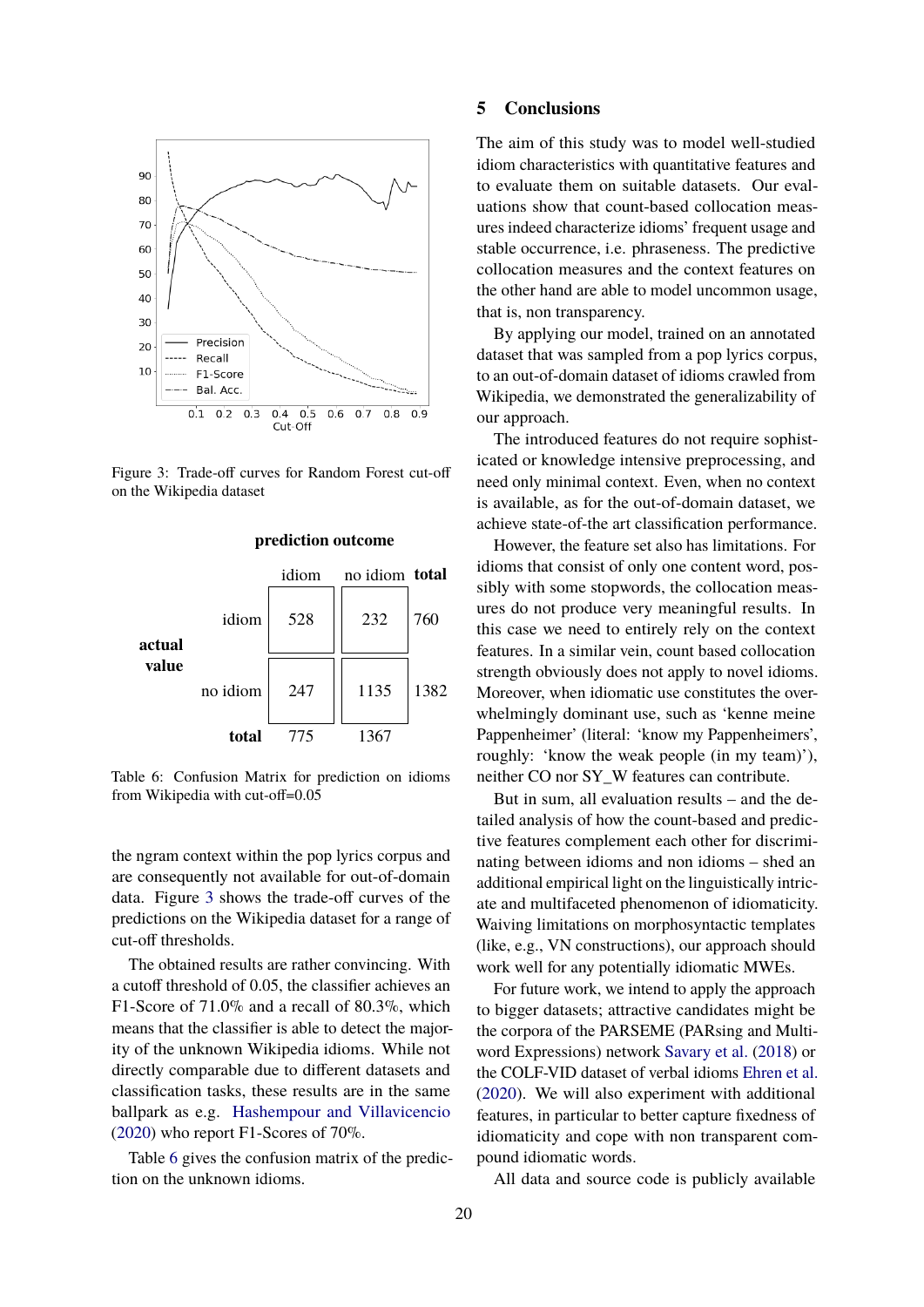Figure 3: Trade-off curves for Random Forest cut-off on the Wikipedia dataset

| | | prediction outcome | | |
|---|---|---|---|---|
| | | idiom | no idiom | **total** |
| **actual value** | idiom | 528 | 232 | 760 |
| | no idiom | 247 | 1135 | 1382 |
| | **total** | 775 | 1367 | |

Table 6: Confusion Matrix for prediction on idioms from Wikipedia with cut-off=0.05

the ngram context within the pop lyrics corpus and are consequently not available for out-of-domain data. Figure 3 shows the trade-off curves of the predictions on the Wikipedia dataset for a range of cut-off thresholds.

The obtained results are rather convincing. With a cutoff threshold of 0.05, the classifier achieves an F1-Score of 71.0% and a recall of 80.3%, which means that the classifier is able to detect the majority of the unknown Wikipedia idioms. While not directly comparable due to different datasets and classification tasks, these results are in the same ballpark as e.g. Hashempour and Villavicencio (2020) who report F1-Scores of 70%.

Table 6 gives the confusion matrix of the prediction on the unknown idioms.

## 5 Conclusions

The aim of this study was to model well-studied idiom characteristics with quantitative features and to evaluate them on suitable datasets. Our evaluations show that count-based collocation measures indeed characterize idioms' frequent usage and stable occurrence, i.e. phraseness. The predictive collocation measures and the context features on the other hand are able to model uncommon usage, that is, non transparency.

By applying our model, trained on an annotated dataset that was sampled from a pop lyrics corpus, to an out-of-domain dataset of idioms crawled from Wikipedia, we demonstrated the generalizability of our approach.

The introduced features do not require sophisticated or knowledge intensive preprocessing, and need only minimal context. Even, when no context is available, as for the out-of-domain dataset, we achieve state-of-the art classification performance.

However, the feature set also has limitations. For idioms that consist of only one content word, possibly with some stopwords, the collocation measures do not produce very meaningful results. In this case we need to entirely rely on the context features. In a similar vein, count based collocation strength obviously does not apply to novel idioms. Moreover, when idiomatic use constitutes the overwhelmingly dominant use, such as 'kenne meine Pappenheimer' (literal: 'know my Pappenheimers', roughly: 'know the weak people (in my team)'), neither CO nor SY_W features can contribute.

But in sum, all evaluation results – and the detailed analysis of how the count-based and predictive features complement each other for discriminating between idioms and non idioms – shed an additional empirical light on the linguistically intricate and multifaceted phenomenon of idiomaticity. Waiving limitations on morphosyntactic templates (like, e.g., VN constructions), our approach should work well for any potentially idiomatic MWEs.

For future work, we intend to apply the approach to bigger datasets; attractive candidates might be the corpora of the PARSEME (PARsing and Multi-word Expressions) network Savary et al. (2018) or the COLF-VID dataset of verbal idioms Ehren et al. (2020). We will also experiment with additional features, in particular to better capture fixedness of idiomaticity and cope with non transparent compound idiomatic words.

All data and source code is publicly available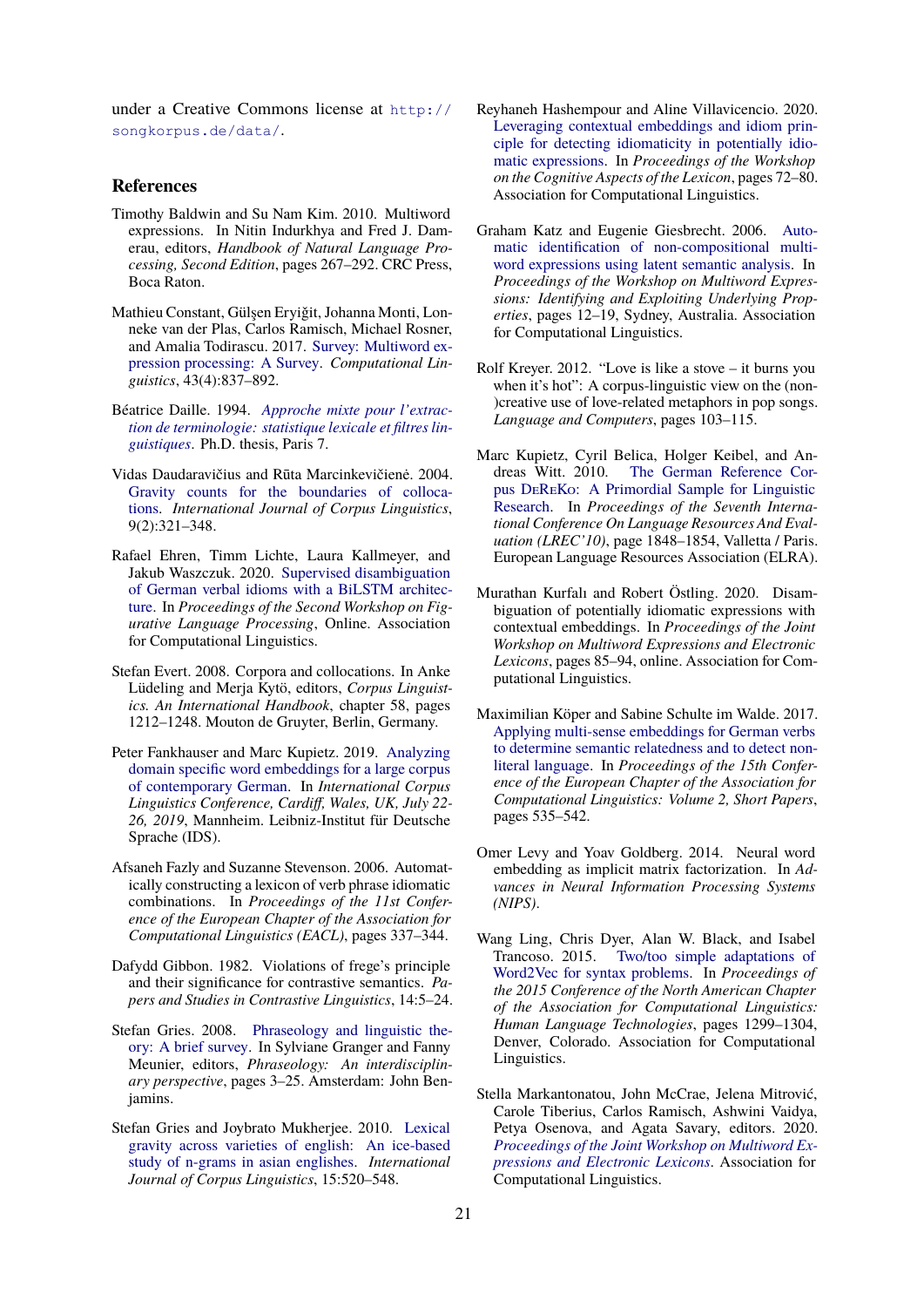under a Creative Commons license at http://songkorpus.de/data/.

## References

Timothy Baldwin and Su Nam Kim. 2010. Multiword expressions. In Nitin Indurkhya and Fred J. Damerau, editors, *Handbook of Natural Language Processing, Second Edition*, pages 267–292. CRC Press, Boca Raton.

Mathieu Constant, Gülşen Eryiğit, Johanna Monti, Lonneke van der Plas, Carlos Ramisch, Michael Rosner, and Amalia Todirascu. 2017. Survey: Multiword expression processing: A Survey. *Computational Linguistics*, 43(4):837–892.

Béatrice Daille. 1994. *Approche mixte pour l'extraction de terminologie: statistique lexicale et filtres linguistiques*. Ph.D. thesis, Paris 7.

Vidas Daudaravičius and Rūta Marcinkevičienė. 2004. Gravity counts for the boundaries of collocations. *International Journal of Corpus Linguistics*, 9(2):321–348.

Rafael Ehren, Timm Lichte, Laura Kallmeyer, and Jakub Waszczuk. 2020. Supervised disambiguation of German verbal idioms with a BiLSTM architecture. In *Proceedings of the Second Workshop on Figurative Language Processing*, Online. Association for Computational Linguistics.

Stefan Evert. 2008. Corpora and collocations. In Anke Lüdeling and Merja Kytö, editors, *Corpus Linguistics. An International Handbook*, chapter 58, pages 1212–1248. Mouton de Gruyter, Berlin, Germany.

Peter Fankhauser and Marc Kupietz. 2019. Analyzing domain specific word embeddings for a large corpus of contemporary German. In *International Corpus Linguistics Conference, Cardiff, Wales, UK, July 22-26, 2019*, Mannheim. Leibniz-Institut für Deutsche Sprache (IDS).

Afsaneh Fazly and Suzanne Stevenson. 2006. Automatically constructing a lexicon of verb phrase idiomatic combinations. In *Proceedings of the 11st Conference of the European Chapter of the Association for Computational Linguistics (EACL)*, pages 337–344.

Dafydd Gibbon. 1982. Violations of frege's principle and their significance for contrastive semantics. *Papers and Studies in Contrastive Linguistics*, 14:5–24.

Stefan Gries. 2008. Phraseology and linguistic theory: A brief survey. In Sylviane Granger and Fanny Meunier, editors, *Phraseology: An interdisciplinary perspective*, pages 3–25. Amsterdam: John Benjamins.

Stefan Gries and Joybrato Mukherjee. 2010. Lexical gravity across varieties of english: An ice-based study of n-grams in asian englishes. *International Journal of Corpus Linguistics*, 15:520–548.

Reyhaneh Hashempour and Aline Villavicencio. 2020. Leveraging contextual embeddings and idiom principle for detecting idiomaticity in potentially idiomatic expressions. In *Proceedings of the Workshop on the Cognitive Aspects of the Lexicon*, pages 72–80. Association for Computational Linguistics.

Graham Katz and Eugenie Giesbrecht. 2006. Automatic identification of non-compositional multi-word expressions using latent semantic analysis. In *Proceedings of the Workshop on Multiword Expressions: Identifying and Exploiting Underlying Properties*, pages 12–19, Sydney, Australia. Association for Computational Linguistics.

Rolf Kreyer. 2012. "Love is like a stove – it burns you when it's hot": A corpus-linguistic view on the (non-)creative use of love-related metaphors in pop songs. *Language and Computers*, pages 103–115.

Marc Kupietz, Cyril Belica, Holger Keibel, and Andreas Witt. 2010. The German Reference Corpus DeReKo: A Primordial Sample for Linguistic Research. In *Proceedings of the Seventh International Conference On Language Resources And Evaluation (LREC'10)*, page 1848–1854, Valletta / Paris. European Language Resources Association (ELRA).

Murathan Kurfalı and Robert Östling. 2020. Disambiguation of potentially idiomatic expressions with contextual embeddings. In *Proceedings of the Joint Workshop on Multiword Expressions and Electronic Lexicons*, pages 85–94, online. Association for Computational Linguistics.

Maximilian Köper and Sabine Schulte im Walde. 2017. Applying multi-sense embeddings for German verbs to determine semantic relatedness and to detect non-literal language. In *Proceedings of the 15th Conference of the European Chapter of the Association for Computational Linguistics: Volume 2, Short Papers*, pages 535–542.

Omer Levy and Yoav Goldberg. 2014. Neural word embedding as implicit matrix factorization. In *Advances in Neural Information Processing Systems (NIPS)*.

Wang Ling, Chris Dyer, Alan W. Black, and Isabel Trancoso. 2015. Two/too simple adaptations of Word2Vec for syntax problems. In *Proceedings of the 2015 Conference of the North American Chapter of the Association for Computational Linguistics: Human Language Technologies*, pages 1299–1304, Denver, Colorado. Association for Computational Linguistics.

Stella Markantonatou, John McCrae, Jelena Mitrović, Carole Tiberius, Carlos Ramisch, Ashwini Vaidya, Petya Osenova, and Agata Savary, editors. 2020. *Proceedings of the Joint Workshop on Multiword Expressions and Electronic Lexicons*. Association for Computational Linguistics.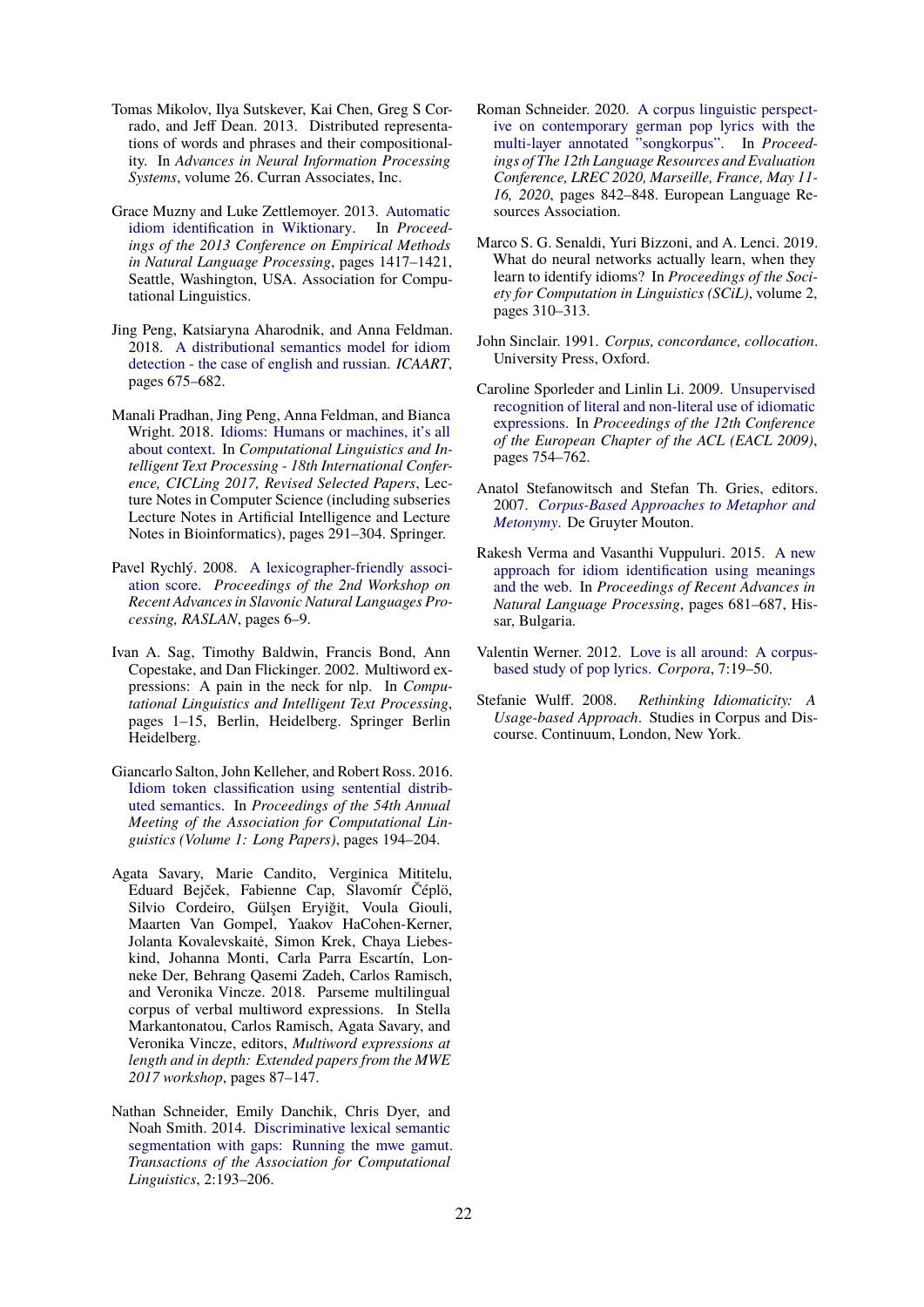Tomas Mikolov, Ilya Sutskever, Kai Chen, Greg S Corrado, and Jeff Dean. 2013. Distributed representations of words and phrases and their compositionality. In *Advances in Neural Information Processing Systems*, volume 26. Curran Associates, Inc.

Grace Muzny and Luke Zettlemoyer. 2013. Automatic idiom identification in Wiktionary. In *Proceedings of the 2013 Conference on Empirical Methods in Natural Language Processing*, pages 1417–1421, Seattle, Washington, USA. Association for Computational Linguistics.

Jing Peng, Katsiaryna Aharodnik, and Anna Feldman. 2018. A distributional semantics model for idiom detection - the case of english and russian. *ICAART*, pages 675–682.

Manali Pradhan, Jing Peng, Anna Feldman, and Bianca Wright. 2018. Idioms: Humans or machines, it's all about context. In *Computational Linguistics and Intelligent Text Processing - 18th International Conference, CICLing 2017, Revised Selected Papers*, Lecture Notes in Computer Science (including subseries Lecture Notes in Artificial Intelligence and Lecture Notes in Bioinformatics), pages 291–304. Springer.

Pavel Rychlý. 2008. A lexicographer-friendly association score. *Proceedings of the 2nd Workshop on Recent Advances in Slavonic Natural Languages Processing, RASLAN*, pages 6–9.

Ivan A. Sag, Timothy Baldwin, Francis Bond, Ann Copestake, and Dan Flickinger. 2002. Multiword expressions: A pain in the neck for nlp. In *Computational Linguistics and Intelligent Text Processing*, pages 1–15, Berlin, Heidelberg. Springer Berlin Heidelberg.

Giancarlo Salton, John Kelleher, and Robert Ross. 2016. Idiom token classification using sentential distributed semantics. In *Proceedings of the 54th Annual Meeting of the Association for Computational Linguistics (Volume 1: Long Papers)*, pages 194–204.

Agata Savary, Marie Candito, Verginica Mititelu, Eduard Bejček, Fabienne Cap, Slavomír Čéplö, Silvio Cordeiro, Gülşen Eryiğit, Voula Giouli, Maarten Van Gompel, Yaakov HaCohen-Kerner, Jolanta Kovalevskaitė, Simon Krek, Chaya Liebeskind, Johanna Monti, Carla Parra Escartín, Lonneke Der, Behrang Qasemi Zadeh, Carlos Ramisch, and Veronika Vincze. 2018. Parseme multilingual corpus of verbal multiword expressions. In Stella Markantonatou, Carlos Ramisch, Agata Savary, and Veronika Vincze, editors, *Multiword expressions at length and in depth: Extended papers from the MWE 2017 workshop*, pages 87–147.

Nathan Schneider, Emily Danchik, Chris Dyer, and Noah Smith. 2014. Discriminative lexical semantic segmentation with gaps: Running the mwe gamut. *Transactions of the Association for Computational Linguistics*, 2:193–206.

Roman Schneider. 2020. A corpus linguistic perspective on contemporary german pop lyrics with the multi-layer annotated "songkorpus". In *Proceedings of The 12th Language Resources and Evaluation Conference, LREC 2020, Marseille, France, May 11-16, 2020*, pages 842–848. European Language Resources Association.

Marco S. G. Senaldi, Yuri Bizzoni, and A. Lenci. 2019. What do neural networks actually learn, when they learn to identify idioms? In *Proceedings of the Society for Computation in Linguistics (SCiL)*, volume 2, pages 310–313.

John Sinclair. 1991. *Corpus, concordance, collocation*. University Press, Oxford.

Caroline Sporleder and Linlin Li. 2009. Unsupervised recognition of literal and non-literal use of idiomatic expressions. In *Proceedings of the 12th Conference of the European Chapter of the ACL (EACL 2009)*, pages 754–762.

Anatol Stefanowitsch and Stefan Th. Gries, editors. 2007. *Corpus-Based Approaches to Metaphor and Metonymy*. De Gruyter Mouton.

Rakesh Verma and Vasanthi Vuppuluri. 2015. A new approach for idiom identification using meanings and the web. In *Proceedings of Recent Advances in Natural Language Processing*, pages 681–687, Hissar, Bulgaria.

Valentin Werner. 2012. Love is all around: A corpus-based study of pop lyrics. *Corpora*, 7:19–50.

Stefanie Wulff. 2008. *Rethinking Idiomaticity: A Usage-based Approach*. Studies in Corpus and Discourse. Continuum, London, New York.